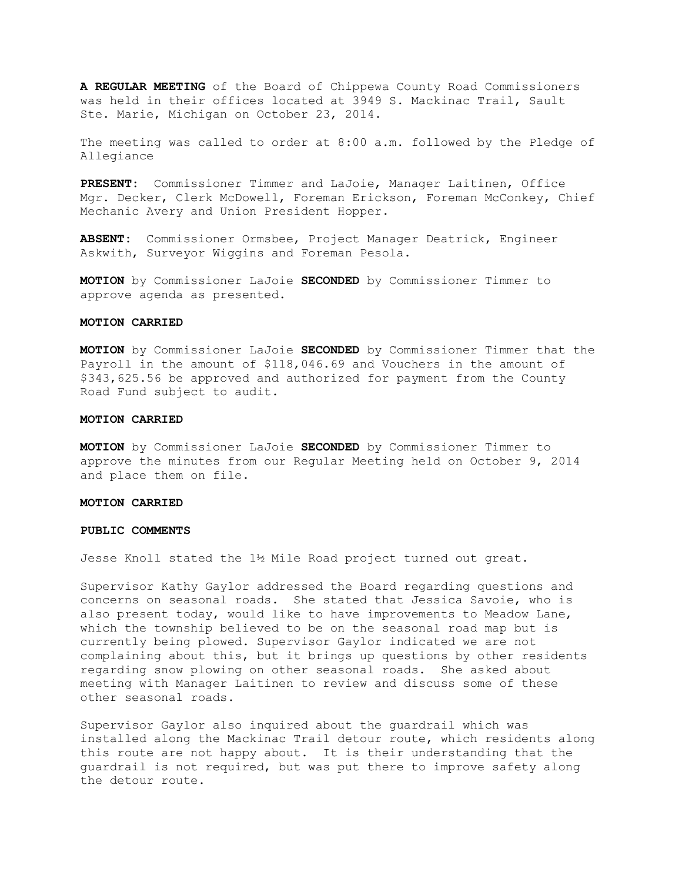**A REGULAR MEETING** of the Board of Chippewa County Road Commissioners was held in their offices located at 3949 S. Mackinac Trail, Sault Ste. Marie, Michigan on October 23, 2014.

The meeting was called to order at 8:00 a.m. followed by the Pledge of Allegiance

**PRESENT:** Commissioner Timmer and LaJoie, Manager Laitinen, Office Mgr. Decker, Clerk McDowell, Foreman Erickson, Foreman McConkey, Chief Mechanic Avery and Union President Hopper.

**ABSENT:** Commissioner Ormsbee, Project Manager Deatrick, Engineer Askwith, Surveyor Wiggins and Foreman Pesola.

**MOTION** by Commissioner LaJoie **SECONDED** by Commissioner Timmer to approve agenda as presented.

**MOTION CARRIED**

**MOTION** by Commissioner LaJoie **SECONDED** by Commissioner Timmer that the Payroll in the amount of $118,046.69 and Vouchers in the amount of $343,625.56 be approved and authorized for payment from the County Road Fund subject to audit.

**MOTION CARRIED**

**MOTION** by Commissioner LaJoie **SECONDED** by Commissioner Timmer to approve the minutes from our Regular Meeting held on October 9, 2014 and place them on file.

**MOTION CARRIED**

**PUBLIC COMMENTS**

Jesse Knoll stated the 1½ Mile Road project turned out great.

Supervisor Kathy Gaylor addressed the Board regarding questions and concerns on seasonal roads. She stated that Jessica Savoie, who is also present today, would like to have improvements to Meadow Lane, which the township believed to be on the seasonal road map but is currently being plowed. Supervisor Gaylor indicated we are not complaining about this, but it brings up questions by other residents regarding snow plowing on other seasonal roads. She asked about meeting with Manager Laitinen to review and discuss some of these other seasonal roads.

Supervisor Gaylor also inquired about the guardrail which was installed along the Mackinac Trail detour route, which residents along this route are not happy about. It is their understanding that the guardrail is not required, but was put there to improve safety along the detour route.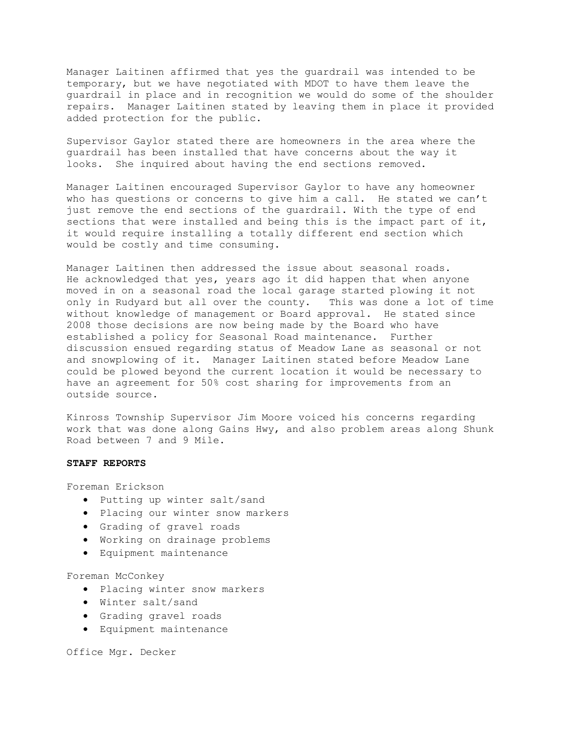Manager Laitinen affirmed that yes the guardrail was intended to be temporary, but we have negotiated with MDOT to have them leave the guardrail in place and in recognition we would do some of the shoulder repairs. Manager Laitinen stated by leaving them in place it provided added protection for the public.

Supervisor Gaylor stated there are homeowners in the area where the guardrail has been installed that have concerns about the way it looks. She inquired about having the end sections removed.

Manager Laitinen encouraged Supervisor Gaylor to have any homeowner who has questions or concerns to give him a call. He stated we can't just remove the end sections of the guardrail. With the type of end sections that were installed and being this is the impact part of it, it would require installing a totally different end section which would be costly and time consuming.

Manager Laitinen then addressed the issue about seasonal roads. He acknowledged that yes, years ago it did happen that when anyone moved in on a seasonal road the local garage started plowing it not only in Rudyard but all over the county. This was done a lot of time without knowledge of management or Board approval. He stated since 2008 those decisions are now being made by the Board who have established a policy for Seasonal Road maintenance. Further discussion ensued regarding status of Meadow Lane as seasonal or not and snowplowing of it. Manager Laitinen stated before Meadow Lane could be plowed beyond the current location it would be necessary to have an agreement for 50% cost sharing for improvements from an outside source.

Kinross Township Supervisor Jim Moore voiced his concerns regarding work that was done along Gains Hwy, and also problem areas along Shunk Road between 7 and 9 Mile.

**STAFF REPORTS**

Foreman Erickson

- Putting up winter salt/sand
- Placing our winter snow markers
- Grading of gravel roads
- Working on drainage problems
- Equipment maintenance

Foreman McConkey

- Placing winter snow markers
- Winter salt/sand
- Grading gravel roads
- Equipment maintenance

Office Mgr. Decker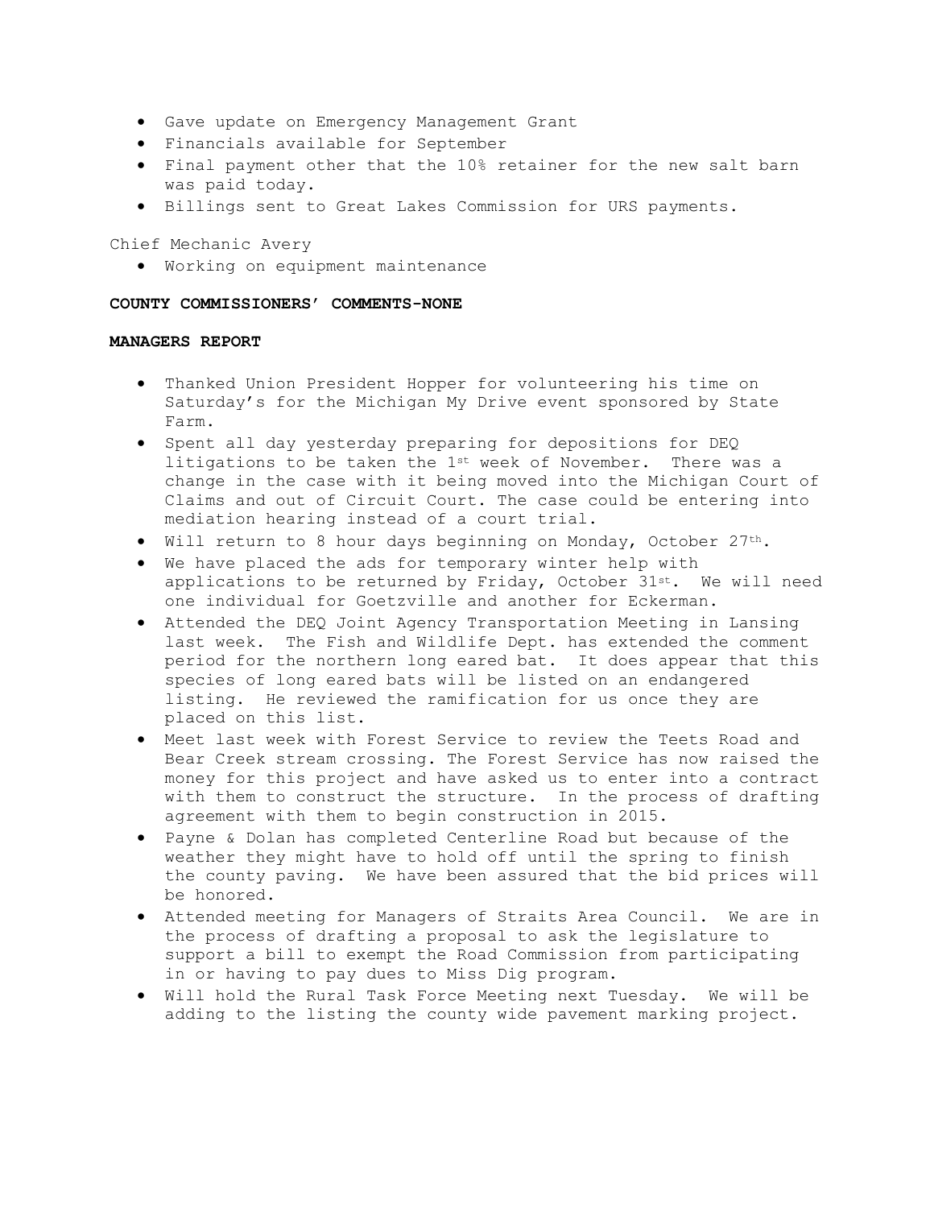- Gave update on Emergency Management Grant
- Financials available for September
- Final payment other that the 10% retainer for the new salt barn was paid today.
- Billings sent to Great Lakes Commission for URS payments.

Chief Mechanic Avery

- Working on equipment maintenance

**COUNTY COMMISSIONERS' COMMENTS-NONE**

**MANAGERS REPORT**

- Thanked Union President Hopper for volunteering his time on Saturday's for the Michigan My Drive event sponsored by State Farm.
- Spent all day yesterday preparing for depositions for DEQ litigations to be taken the 1st week of November. There was a change in the case with it being moved into the Michigan Court of Claims and out of Circuit Court. The case could be entering into mediation hearing instead of a court trial.
- Will return to 8 hour days beginning on Monday, October 27th.
- We have placed the ads for temporary winter help with applications to be returned by Friday, October 31st. We will need one individual for Goetzville and another for Eckerman.
- Attended the DEQ Joint Agency Transportation Meeting in Lansing last week. The Fish and Wildlife Dept. has extended the comment period for the northern long eared bat. It does appear that this species of long eared bats will be listed on an endangered listing. He reviewed the ramification for us once they are placed on this list.
- Meet last week with Forest Service to review the Teets Road and Bear Creek stream crossing. The Forest Service has now raised the money for this project and have asked us to enter into a contract with them to construct the structure. In the process of drafting agreement with them to begin construction in 2015.
- Payne & Dolan has completed Centerline Road but because of the weather they might have to hold off until the spring to finish the county paving. We have been assured that the bid prices will be honored.
- Attended meeting for Managers of Straits Area Council. We are in the process of drafting a proposal to ask the legislature to support a bill to exempt the Road Commission from participating in or having to pay dues to Miss Dig program.
- Will hold the Rural Task Force Meeting next Tuesday. We will be adding to the listing the county wide pavement marking project.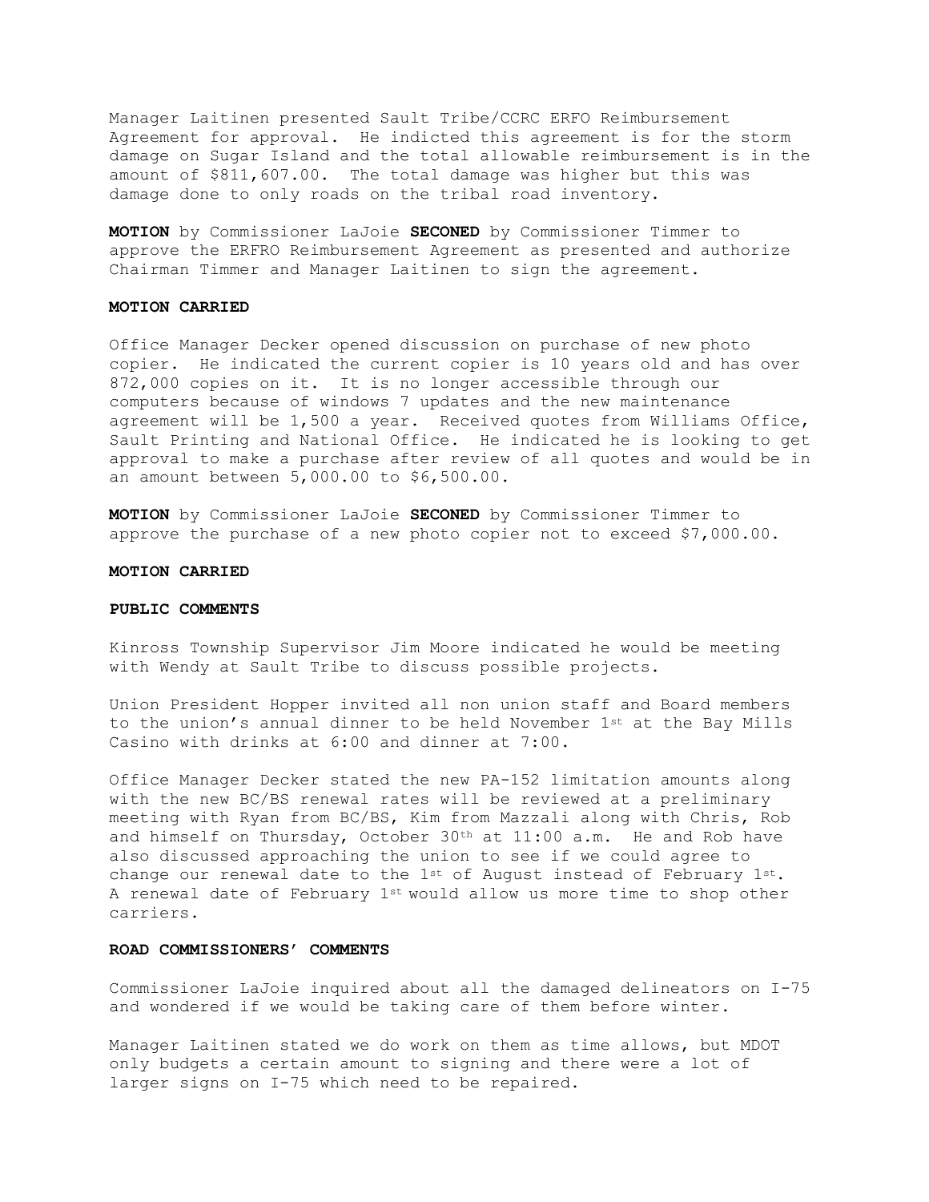Manager Laitinen presented Sault Tribe/CCRC ERFO Reimbursement Agreement for approval. He indicted this agreement is for the storm damage on Sugar Island and the total allowable reimbursement is in the amount of $811,607.00. The total damage was higher but this was damage done to only roads on the tribal road inventory.

**MOTION** by Commissioner LaJoie **SECONED** by Commissioner Timmer to approve the ERFRO Reimbursement Agreement as presented and authorize Chairman Timmer and Manager Laitinen to sign the agreement.

**MOTION CARRIED**

Office Manager Decker opened discussion on purchase of new photo copier. He indicated the current copier is 10 years old and has over 872,000 copies on it. It is no longer accessible through our computers because of windows 7 updates and the new maintenance agreement will be 1,500 a year. Received quotes from Williams Office, Sault Printing and National Office. He indicated he is looking to get approval to make a purchase after review of all quotes and would be in an amount between 5,000.00 to $6,500.00.

**MOTION** by Commissioner LaJoie **SECONED** by Commissioner Timmer to approve the purchase of a new photo copier not to exceed $7,000.00.

**MOTION CARRIED**

**PUBLIC COMMENTS**

Kinross Township Supervisor Jim Moore indicated he would be meeting with Wendy at Sault Tribe to discuss possible projects.

Union President Hopper invited all non union staff and Board members to the union's annual dinner to be held November 1st at the Bay Mills Casino with drinks at 6:00 and dinner at 7:00.

Office Manager Decker stated the new PA-152 limitation amounts along with the new BC/BS renewal rates will be reviewed at a preliminary meeting with Ryan from BC/BS, Kim from Mazzali along with Chris, Rob and himself on Thursday, October 30th at 11:00 a.m. He and Rob have also discussed approaching the union to see if we could agree to change our renewal date to the 1st of August instead of February 1st. A renewal date of February 1st would allow us more time to shop other carriers.

**ROAD COMMISSIONERS' COMMENTS**

Commissioner LaJoie inquired about all the damaged delineators on I-75 and wondered if we would be taking care of them before winter.

Manager Laitinen stated we do work on them as time allows, but MDOT only budgets a certain amount to signing and there were a lot of larger signs on I-75 which need to be repaired.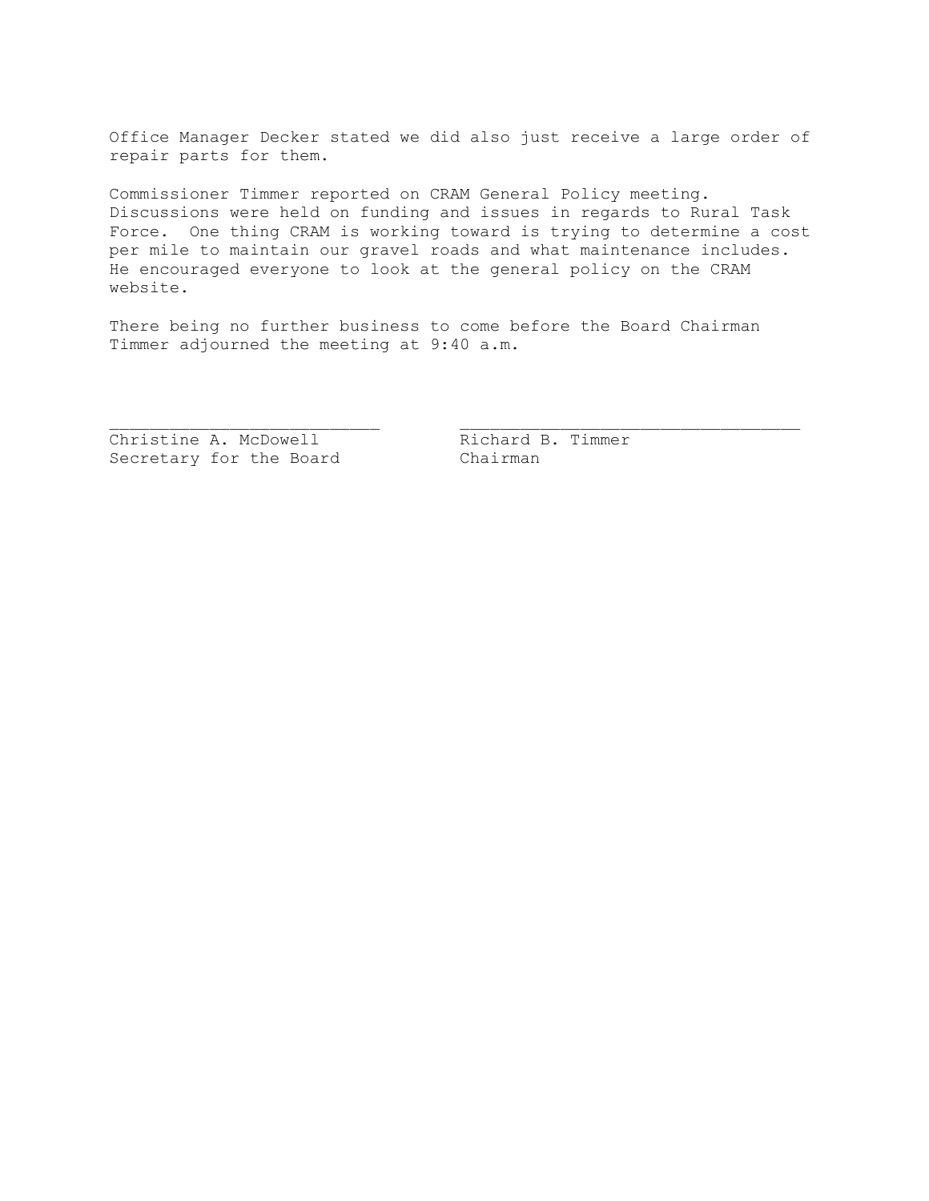Office Manager Decker stated we did also just receive a large order of repair parts for them.

Commissioner Timmer reported on CRAM General Policy meeting. Discussions were held on funding and issues in regards to Rural Task Force. One thing CRAM is working toward is trying to determine a cost per mile to maintain our gravel roads and what maintenance includes. He encouraged everyone to look at the general policy on the CRAM website.

There being no further business to come before the Board Chairman Timmer adjourned the meeting at 9:40 a.m.

| | |
|---|---|
| ___________________________ | ___________________________________ |
| Christine A. McDowell | Richard B. Timmer |
| Secretary for the Board | Chairman |